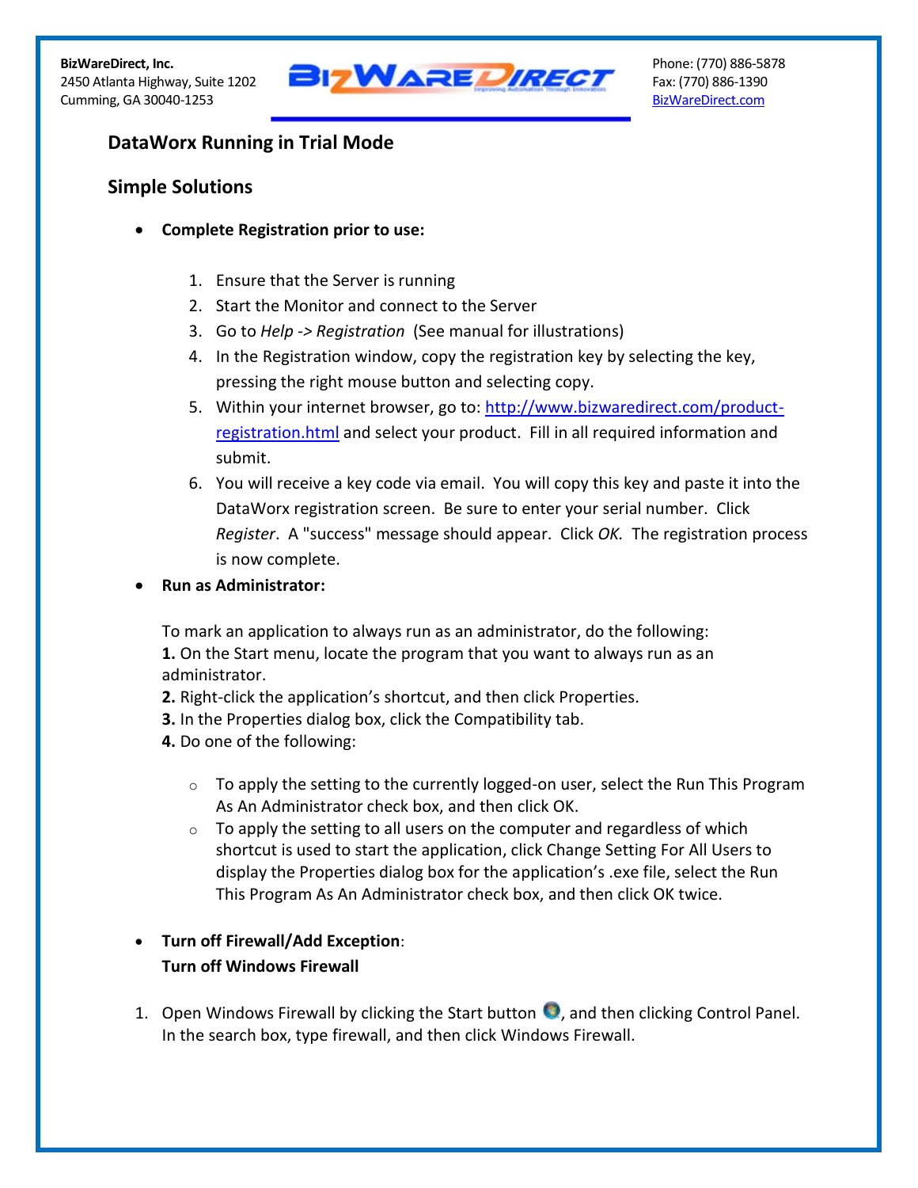**BizWareDirect, Inc.**
2450 Atlanta Highway, Suite 1202
Cumming, GA 30040-1253

Phone: (770) 886-5878
Fax: (770) 886-1390
BizWareDirect.com

## DataWorx Running in Trial Mode

## Simple Solutions

- **Complete Registration prior to use:**

  1. Ensure that the Server is running
  2. Start the Monitor and connect to the Server
  3. Go to *Help -> Registration* (See manual for illustrations)
  4. In the Registration window, copy the registration key by selecting the key, pressing the right mouse button and selecting copy.
  5. Within your internet browser, go to: http://www.bizwaredirect.com/product-registration.html and select your product. Fill in all required information and submit.
  6. You will receive a key code via email. You will copy this key and paste it into the DataWorx registration screen. Be sure to enter your serial number. Click *Register*. A "success" message should appear. Click *OK.* The registration process is now complete.

- **Run as Administrator:**

  To mark an application to always run as an administrator, do the following:
  **1.** On the Start menu, locate the program that you want to always run as an administrator.
  **2.** Right-click the application's shortcut, and then click Properties.
  **3.** In the Properties dialog box, click the Compatibility tab.
  **4.** Do one of the following:

  - To apply the setting to the currently logged-on user, select the Run This Program As An Administrator check box, and then click OK.
  - To apply the setting to all users on the computer and regardless of which shortcut is used to start the application, click Change Setting For All Users to display the Properties dialog box for the application's .exe file, select the Run This Program As An Administrator check box, and then click OK twice.

- **Turn off Firewall/Add Exception**:
  **Turn off Windows Firewall**

1. Open Windows Firewall by clicking the Start button, and then clicking Control Panel. In the search box, type firewall, and then click Windows Firewall.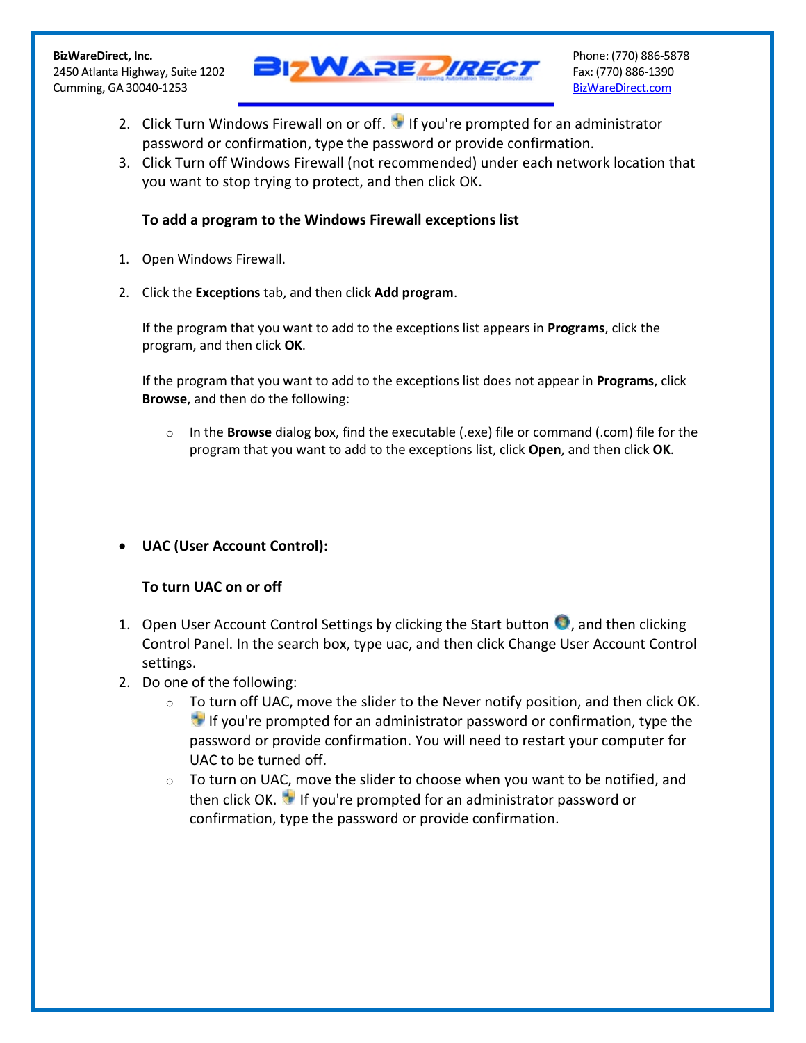2. Click Turn Windows Firewall on or off. If you're prompted for an administrator password or confirmation, type the password or provide confirmation.
3. Click Turn off Windows Firewall (not recommended) under each network location that you want to stop trying to protect, and then click OK.

**To add a program to the Windows Firewall exceptions list**

1. Open Windows Firewall.

2. Click the **Exceptions** tab, and then click **Add program**.

   If the program that you want to add to the exceptions list appears in **Programs**, click the program, and then click **OK**.

   If the program that you want to add to the exceptions list does not appear in **Programs**, click **Browse**, and then do the following:

   - In the **Browse** dialog box, find the executable (.exe) file or command (.com) file for the program that you want to add to the exceptions list, click **Open**, and then click **OK**.

- **UAC (User Account Control):**

  **To turn UAC on or off**

1. Open User Account Control Settings by clicking the Start button , and then clicking Control Panel. In the search box, type uac, and then click Change User Account Control settings.
2. Do one of the following:
   - To turn off UAC, move the slider to the Never notify position, and then click OK. If you're prompted for an administrator password or confirmation, type the password or provide confirmation. You will need to restart your computer for UAC to be turned off.
   - To turn on UAC, move the slider to choose when you want to be notified, and then click OK. If you're prompted for an administrator password or confirmation, type the password or provide confirmation.